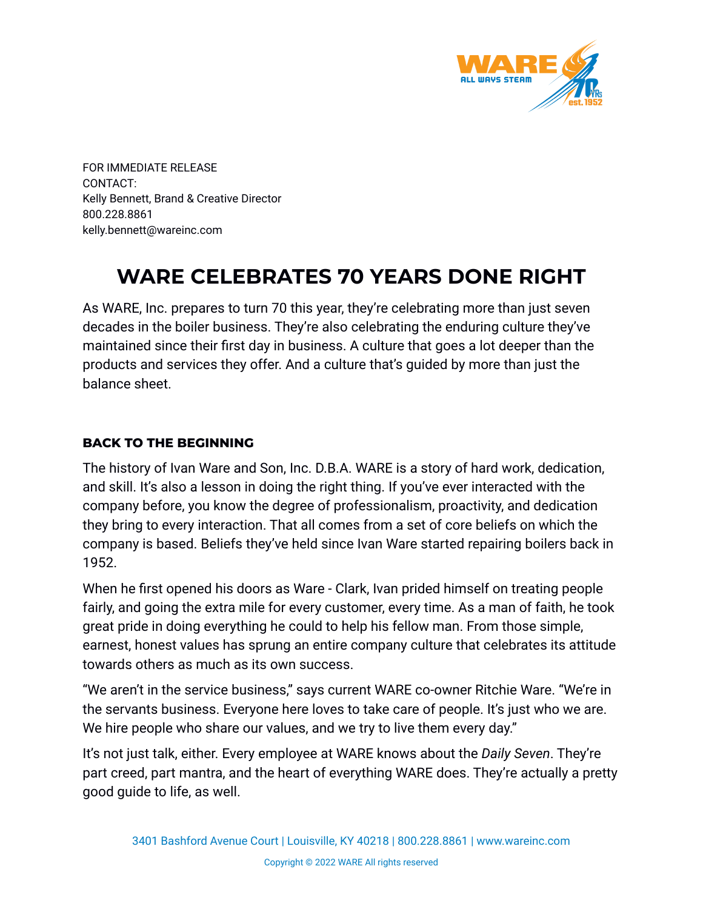FOR IMMEDIATE RELEASE
CONTACT:
Kelly Bennett, Brand & Creative Director
800.228.8861
kelly.bennett@wareinc.com

# WARE CELEBRATES 70 YEARS DONE RIGHT

As WARE, Inc. prepares to turn 70 this year, they're celebrating more than just seven decades in the boiler business. They're also celebrating the enduring culture they've maintained since their first day in business. A culture that goes a lot deeper than the products and services they offer. And a culture that's guided by more than just the balance sheet.

## BACK TO THE BEGINNING

The history of Ivan Ware and Son, Inc. D.B.A. WARE is a story of hard work, dedication, and skill. It's also a lesson in doing the right thing. If you've ever interacted with the company before, you know the degree of professionalism, proactivity, and dedication they bring to every interaction. That all comes from a set of core beliefs on which the company is based. Beliefs they've held since Ivan Ware started repairing boilers back in 1952.

When he first opened his doors as Ware - Clark, Ivan prided himself on treating people fairly, and going the extra mile for every customer, every time. As a man of faith, he took great pride in doing everything he could to help his fellow man. From those simple, earnest, honest values has sprung an entire company culture that celebrates its attitude towards others as much as its own success.

"We aren't in the service business," says current WARE co-owner Ritchie Ware. "We're in the servants business. Everyone here loves to take care of people. It's just who we are. We hire people who share our values, and we try to live them every day."

It's not just talk, either. Every employee at WARE knows about the *Daily Seven*. They're part creed, part mantra, and the heart of everything WARE does. They're actually a pretty good guide to life, as well.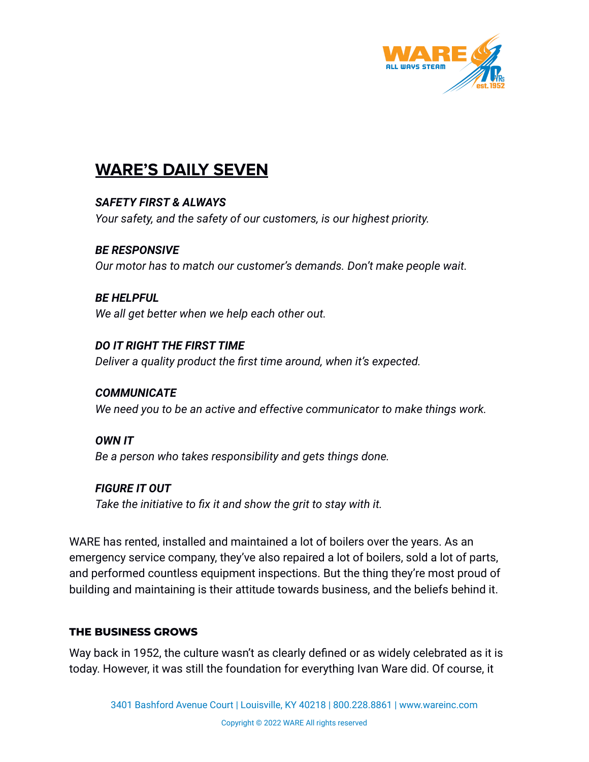# WARE'S DAILY SEVEN

***SAFETY FIRST & ALWAYS***
*Your safety, and the safety of our customers, is our highest priority.*

***BE RESPONSIVE***
*Our motor has to match our customer's demands. Don't make people wait.*

***BE HELPFUL***
*We all get better when we help each other out.*

***DO IT RIGHT THE FIRST TIME***
*Deliver a quality product the first time around, when it's expected.*

***COMMUNICATE***
*We need you to be an active and effective communicator to make things work.*

***OWN IT***
*Be a person who takes responsibility and gets things done.*

***FIGURE IT OUT***
*Take the initiative to fix it and show the grit to stay with it.*

WARE has rented, installed and maintained a lot of boilers over the years. As an emergency service company, they've also repaired a lot of boilers, sold a lot of parts, and performed countless equipment inspections. But the thing they're most proud of building and maintaining is their attitude towards business, and the beliefs behind it.

## THE BUSINESS GROWS

Way back in 1952, the culture wasn't as clearly defined or as widely celebrated as it is today. However, it was still the foundation for everything Ivan Ware did. Of course, it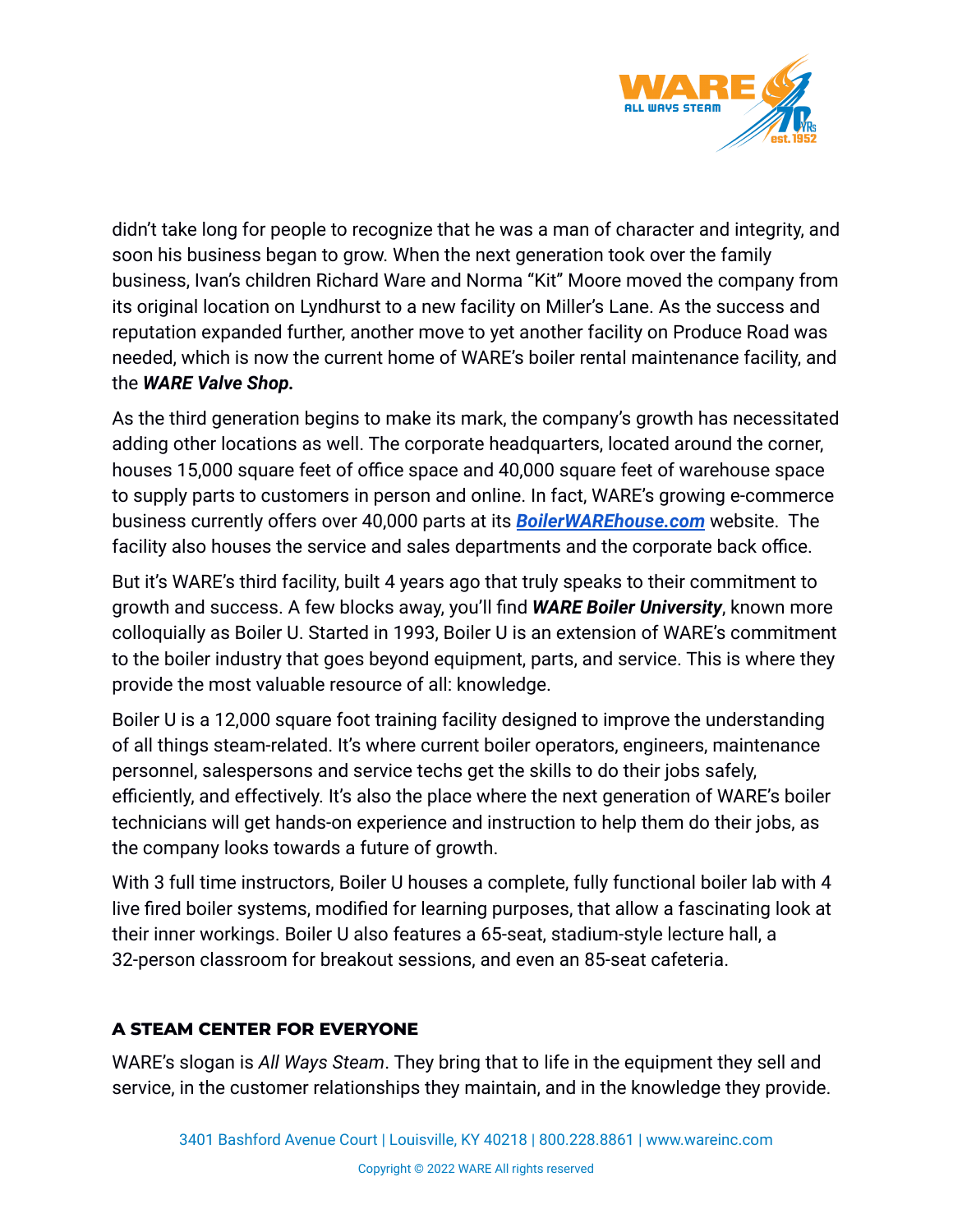didn't take long for people to recognize that he was a man of character and integrity, and soon his business began to grow. When the next generation took over the family business, Ivan's children Richard Ware and Norma "Kit" Moore moved the company from its original location on Lyndhurst to a new facility on Miller's Lane. As the success and reputation expanded further, another move to yet another facility on Produce Road was needed, which is now the current home of WARE's boiler rental maintenance facility, and the ***WARE Valve Shop.***

As the third generation begins to make its mark, the company's growth has necessitated adding other locations as well. The corporate headquarters, located around the corner, houses 15,000 square feet of office space and 40,000 square feet of warehouse space to supply parts to customers in person and online. In fact, WARE's growing e-commerce business currently offers over 40,000 parts at its ***BoilerWAREhouse.com*** website. The facility also houses the service and sales departments and the corporate back office.

But it's WARE's third facility, built 4 years ago that truly speaks to their commitment to growth and success. A few blocks away, you'll find ***WARE Boiler University***, known more colloquially as Boiler U. Started in 1993, Boiler U is an extension of WARE's commitment to the boiler industry that goes beyond equipment, parts, and service. This is where they provide the most valuable resource of all: knowledge.

Boiler U is a 12,000 square foot training facility designed to improve the understanding of all things steam-related. It's where current boiler operators, engineers, maintenance personnel, salespersons and service techs get the skills to do their jobs safely, efficiently, and effectively. It's also the place where the next generation of WARE's boiler technicians will get hands-on experience and instruction to help them do their jobs, as the company looks towards a future of growth.

With 3 full time instructors, Boiler U houses a complete, fully functional boiler lab with 4 live fired boiler systems, modified for learning purposes, that allow a fascinating look at their inner workings. Boiler U also features a 65-seat, stadium-style lecture hall, a 32-person classroom for breakout sessions, and even an 85-seat cafeteria.

## A STEAM CENTER FOR EVERYONE

WARE's slogan is *All Ways Steam*. They bring that to life in the equipment they sell and service, in the customer relationships they maintain, and in the knowledge they provide.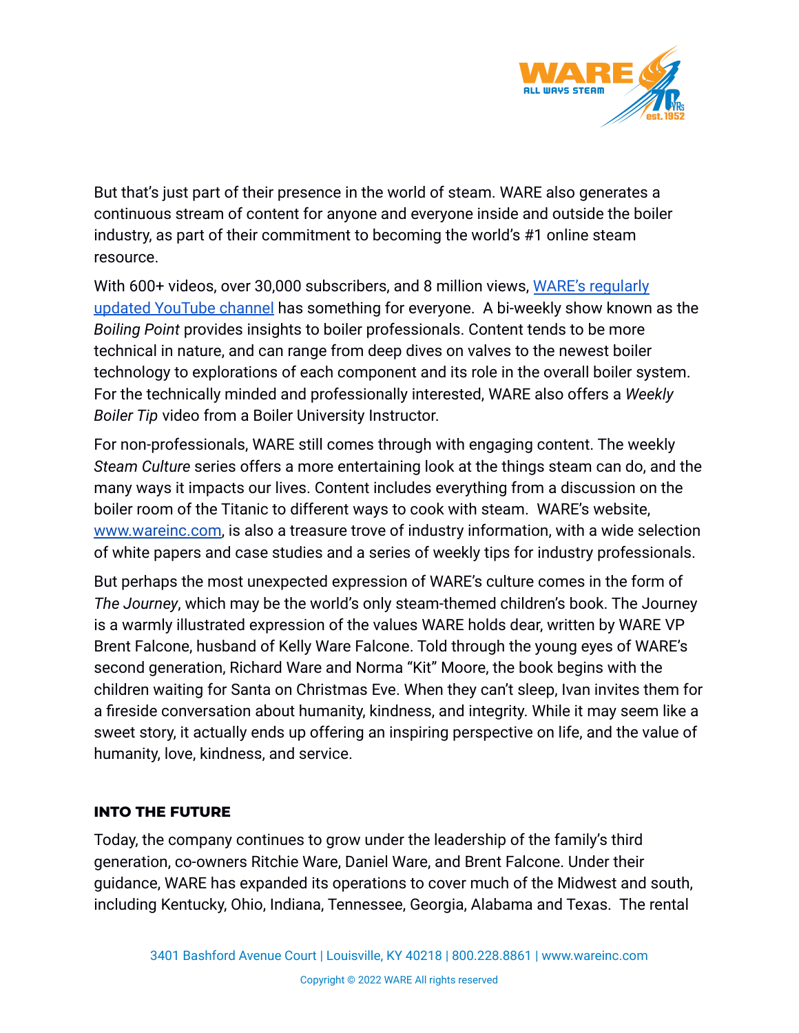But that's just part of their presence in the world of steam. WARE also generates a continuous stream of content for anyone and everyone inside and outside the boiler industry, as part of their commitment to becoming the world's #1 online steam resource.

With 600+ videos, over 30,000 subscribers, and 8 million views, WARE's regularly updated YouTube channel has something for everyone. A bi-weekly show known as the *Boiling Point* provides insights to boiler professionals. Content tends to be more technical in nature, and can range from deep dives on valves to the newest boiler technology to explorations of each component and its role in the overall boiler system. For the technically minded and professionally interested, WARE also offers a *Weekly Boiler Tip* video from a Boiler University Instructor.

For non-professionals, WARE still comes through with engaging content. The weekly *Steam Culture* series offers a more entertaining look at the things steam can do, and the many ways it impacts our lives. Content includes everything from a discussion on the boiler room of the Titanic to different ways to cook with steam. WARE's website, www.wareinc.com, is also a treasure trove of industry information, with a wide selection of white papers and case studies and a series of weekly tips for industry professionals.

But perhaps the most unexpected expression of WARE's culture comes in the form of *The Journey*, which may be the world's only steam-themed children's book. The Journey is a warmly illustrated expression of the values WARE holds dear, written by WARE VP Brent Falcone, husband of Kelly Ware Falcone. Told through the young eyes of WARE's second generation, Richard Ware and Norma "Kit" Moore, the book begins with the children waiting for Santa on Christmas Eve. When they can't sleep, Ivan invites them for a fireside conversation about humanity, kindness, and integrity. While it may seem like a sweet story, it actually ends up offering an inspiring perspective on life, and the value of humanity, love, kindness, and service.

## INTO THE FUTURE

Today, the company continues to grow under the leadership of the family's third generation, co-owners Ritchie Ware, Daniel Ware, and Brent Falcone. Under their guidance, WARE has expanded its operations to cover much of the Midwest and south, including Kentucky, Ohio, Indiana, Tennessee, Georgia, Alabama and Texas. The rental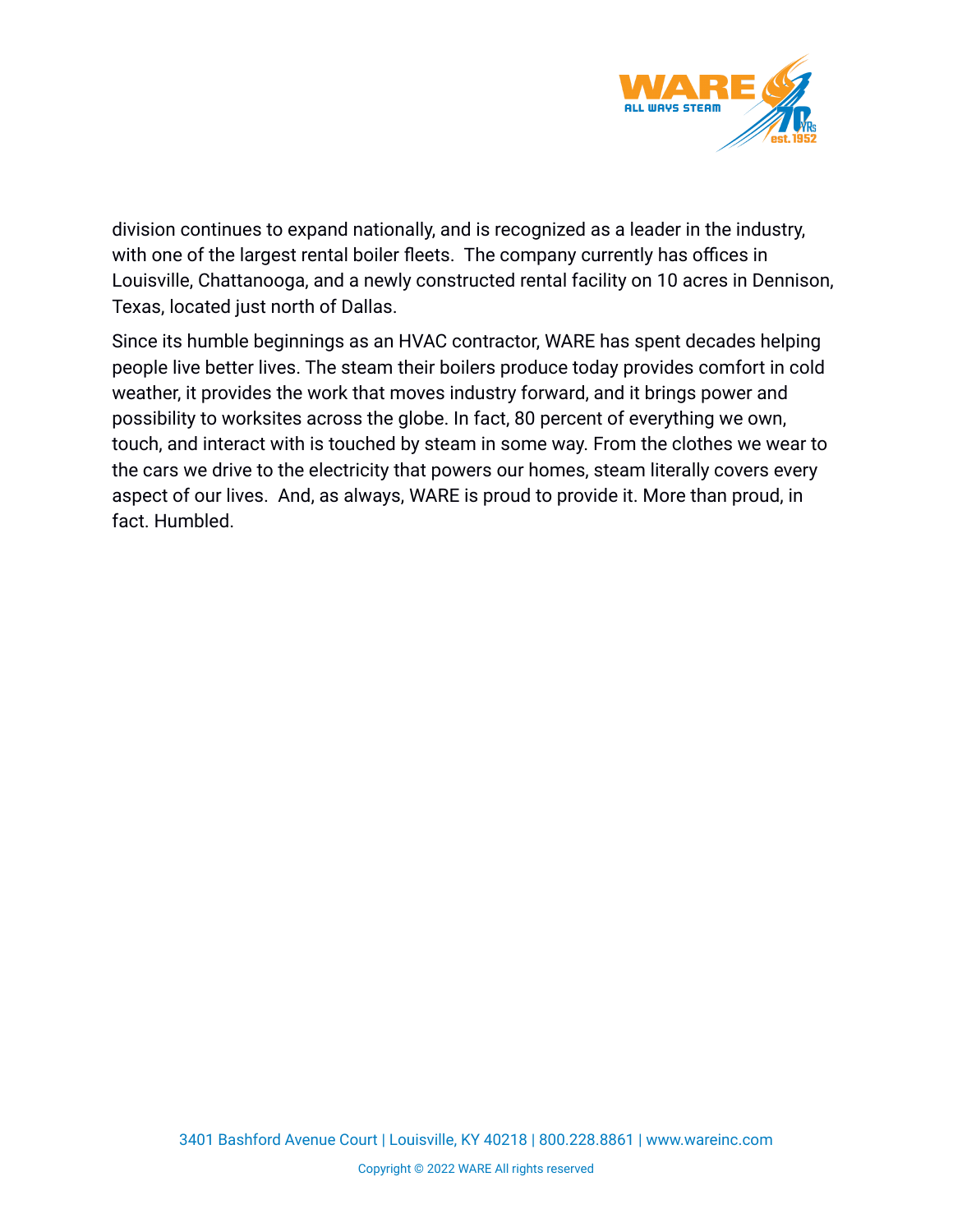division continues to expand nationally, and is recognized as a leader in the industry, with one of the largest rental boiler fleets.  The company currently has offices in Louisville, Chattanooga, and a newly constructed rental facility on 10 acres in Dennison, Texas, located just north of Dallas.

Since its humble beginnings as an HVAC contractor, WARE has spent decades helping people live better lives. The steam their boilers produce today provides comfort in cold weather, it provides the work that moves industry forward, and it brings power and possibility to worksites across the globe. In fact, 80 percent of everything we own, touch, and interact with is touched by steam in some way. From the clothes we wear to the cars we drive to the electricity that powers our homes, steam literally covers every aspect of our lives.  And, as always, WARE is proud to provide it. More than proud, in fact. Humbled.